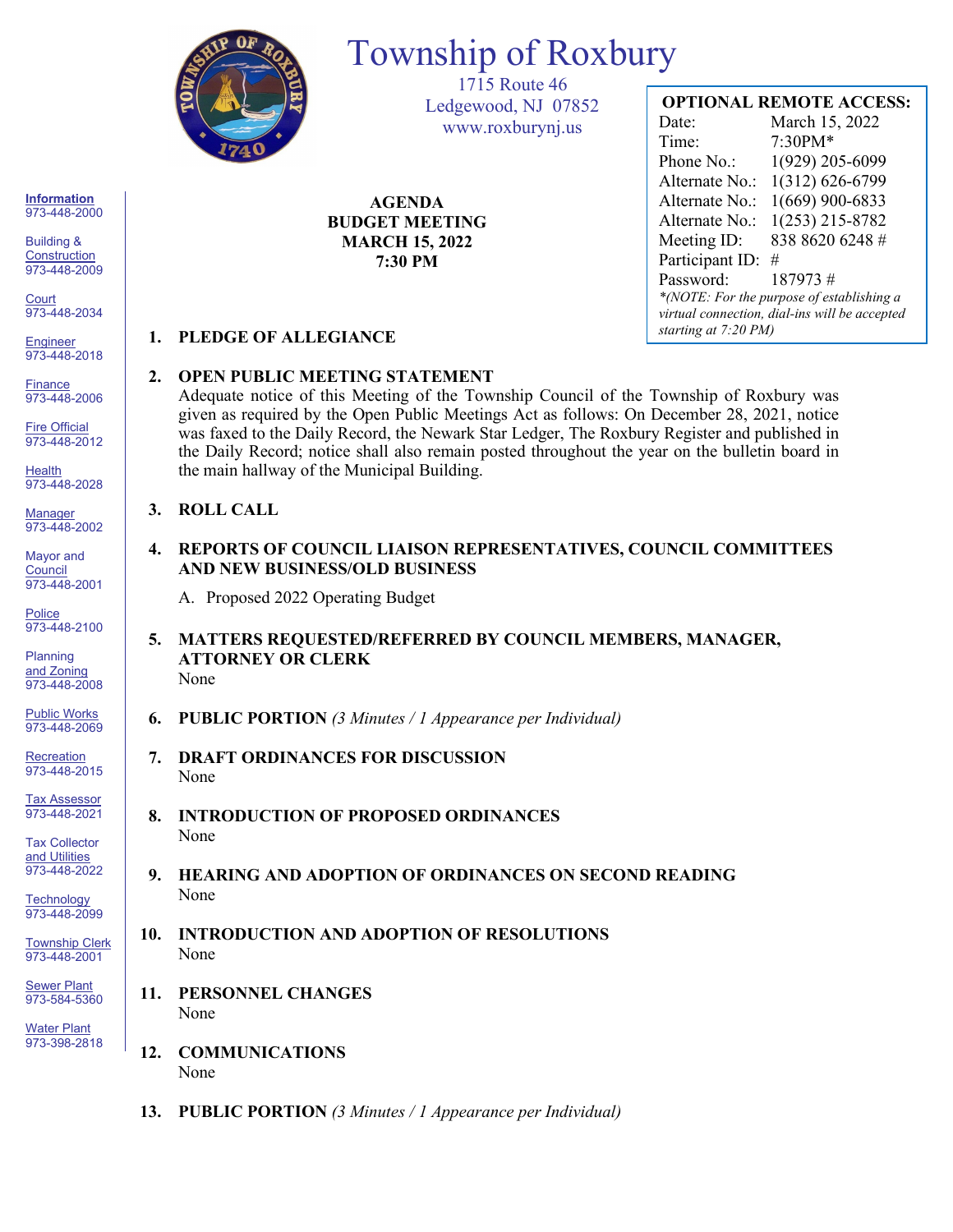# Township of Roxbury

1715 Route 46
Ledgewood, NJ 07852
www.roxburynj.us

**OPTIONAL REMOTE ACCESS:**

| | |
|---|---|
| Date: | March 15, 2022 |
| Time: | 7:30PM* |
| Phone No.: | 1(929) 205-6099 |
| Alternate No.: | 1(312) 626-6799 |
| Alternate No.: | 1(669) 900-6833 |
| Alternate No.: | 1(253) 215-8782 |
| Meeting ID: | 838 8620 6248 # |
| Participant ID: | # |
| Password: | 187973 # |

*\*(NOTE: For the purpose of establishing a virtual connection, dial-ins will be accepted starting at 7:20 PM)*

**Information** 973-448-2000
Building & Construction 973-448-2009
Court 973-448-2034
Engineer 973-448-2018
Finance 973-448-2006
Fire Official 973-448-2012
Health 973-448-2028
Manager 973-448-2002
Mayor and Council 973-448-2001
Police 973-448-2100
Planning and Zoning 973-448-2008
Public Works 973-448-2069
Recreation 973-448-2015
Tax Assessor 973-448-2021
Tax Collector and Utilities 973-448-2022
Technology 973-448-2099
Township Clerk 973-448-2001
Sewer Plant 973-584-5360
Water Plant 973-398-2818

## AGENDA
## BUDGET MEETING
## MARCH 15, 2022
## 7:30 PM

1. **PLEDGE OF ALLEGIANCE**

2. **OPEN PUBLIC MEETING STATEMENT**
   Adequate notice of this Meeting of the Township Council of the Township of Roxbury was given as required by the Open Public Meetings Act as follows: On December 28, 2021, notice was faxed to the Daily Record, the Newark Star Ledger, The Roxbury Register and published in the Daily Record; notice shall also remain posted throughout the year on the bulletin board in the main hallway of the Municipal Building.

3. **ROLL CALL**

4. **REPORTS OF COUNCIL LIAISON REPRESENTATIVES, COUNCIL COMMITTEES AND NEW BUSINESS/OLD BUSINESS**
   A. Proposed 2022 Operating Budget

5. **MATTERS REQUESTED/REFERRED BY COUNCIL MEMBERS, MANAGER, ATTORNEY OR CLERK**
   None

6. **PUBLIC PORTION** *(3 Minutes / 1 Appearance per Individual)*

7. **DRAFT ORDINANCES FOR DISCUSSION**
   None

8. **INTRODUCTION OF PROPOSED ORDINANCES**
   None

9. **HEARING AND ADOPTION OF ORDINANCES ON SECOND READING**
   None

10. **INTRODUCTION AND ADOPTION OF RESOLUTIONS**
    None

11. **PERSONNEL CHANGES**
    None

12. **COMMUNICATIONS**
    None

13. **PUBLIC PORTION** *(3 Minutes / 1 Appearance per Individual)*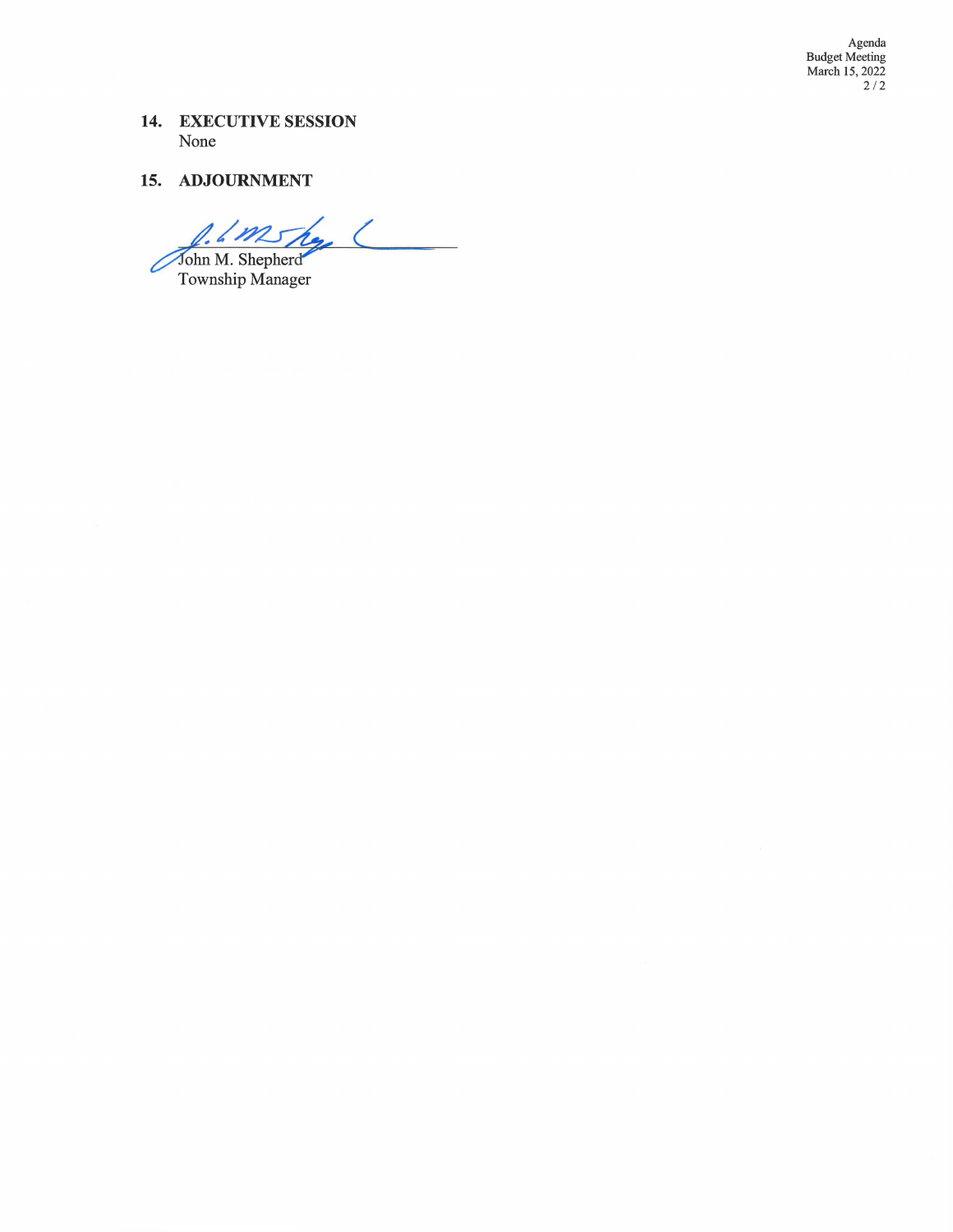## 14. EXECUTIVE SESSION

None

## 15. ADJOURNMENT

John M. Shepherd
Township Manager